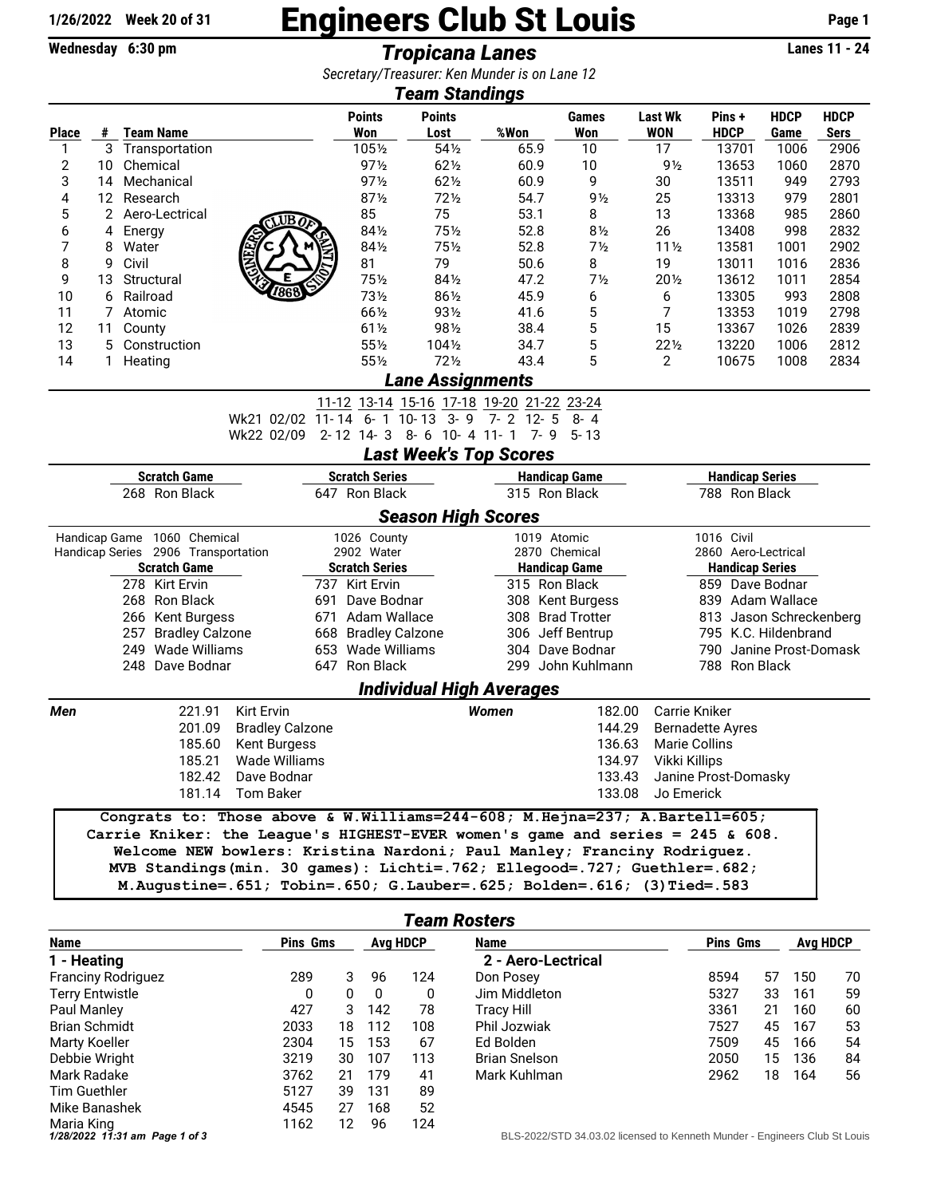# Engineers Club St Louis

1/26/2022 Week 20 of 31

Wednesday 6:30 pm

## *Tropicana Lanes*

Lanes 11 - 24

*Secretary/Treasurer: Ken Munder is on Lane 12*

## *Team Standings*

| Place | # | Team Name | Points Won | Points Lost | %Won | Games Won | Last Wk WON | Pins + HDCP | HDCP Game | HDCP Sers |
|---|---|---|---|---|---|---|---|---|---|---|
| 1 | 3 | Transportation | 105½ | 54½ | 65.9 | 10 | 17 | 13701 | 1006 | 2906 |
| 2 | 10 | Chemical | 97½ | 62½ | 60.9 | 10 | 9½ | 13653 | 1060 | 2870 |
| 3 | 14 | Mechanical | 97½ | 62½ | 60.9 | 9 | 30 | 13511 | 949 | 2793 |
| 4 | 12 | Research | 87½ | 72½ | 54.7 | 9½ | 25 | 13313 | 979 | 2801 |
| 5 | 2 | Aero-Lectrical | 85 | 75 | 53.1 | 8 | 13 | 13368 | 985 | 2860 |
| 6 | 4 | Energy | 84½ | 75½ | 52.8 | 8½ | 26 | 13408 | 998 | 2832 |
| 7 | 8 | Water | 84½ | 75½ | 52.8 | 7½ | 11½ | 13581 | 1001 | 2902 |
| 8 | 9 | Civil | 81 | 79 | 50.6 | 8 | 19 | 13011 | 1016 | 2836 |
| 9 | 13 | Structural | 75½ | 84½ | 47.2 | 7½ | 20½ | 13612 | 1011 | 2854 |
| 10 | 6 | Railroad | 73½ | 86½ | 45.9 | 6 | 6 | 13305 | 993 | 2808 |
| 11 | 7 | Atomic | 66½ | 93½ | 41.6 | 5 | 7 | 13353 | 1019 | 2798 |
| 12 | 11 | County | 61½ | 98½ | 38.4 | 5 | 15 | 13367 | 1026 | 2839 |
| 13 | 5 | Construction | 55½ | 104½ | 34.7 | 5 | 22½ | 13220 | 1006 | 2812 |
| 14 | 1 | Heating | 55½ | 72½ | 43.4 | 5 | 2 | 10675 | 1008 | 2834 |

## *Lane Assignments*

| | 11-12 | 13-14 | 15-16 | 17-18 | 19-20 | 21-22 | 23-24 |
|---|---|---|---|---|---|---|---|
| Wk21 02/02 | 11- 14 | 6- 1 | 10- 13 | 3- 9 | 7- 2 | 12- 5 | 8- 4 |
| Wk22 02/09 | 2- 12 | 14- 3 | 8- 6 | 10- 4 | 11- 1 | 7- 9 | 5- 13 |

## *Last Week's Top Scores*

| Scratch Game | Scratch Series | Handicap Game | Handicap Series |
|---|---|---|---|
| 268 Ron Black | 647 Ron Black | 315 Ron Black | 788 Ron Black |

## *Season High Scores*

| | | | | |
|---|---|---|---|---|
| Handicap Game | 1060 Chemical | 1026 County | 1019 Atomic | 1016 Civil |
| Handicap Series | 2906 Transportation | 2902 Water | 2870 Chemical | 2860 Aero-Lectrical |

| Scratch Game | Scratch Series | Handicap Game | Handicap Series |
|---|---|---|---|
| 278 Kirt Ervin | 737 Kirt Ervin | 315 Ron Black | 859 Dave Bodnar |
| 268 Ron Black | 691 Dave Bodnar | 308 Kent Burgess | 839 Adam Wallace |
| 266 Kent Burgess | 671 Adam Wallace | 308 Brad Trotter | 813 Jason Schreckenberg |
| 257 Bradley Calzone | 668 Bradley Calzone | 306 Jeff Bentrup | 795 K.C. Hildenbrand |
| 249 Wade Williams | 653 Wade Williams | 304 Dave Bodnar | 790 Janine Prost-Domask |
| 248 Dave Bodnar | 647 Ron Black | 299 John Kuhlmann | 788 Ron Black |

## *Individual High Averages*

| Men | | Women | |
|---|---|---|---|
| 221.91 | Kirt Ervin | 182.00 | Carrie Kniker |
| 201.09 | Bradley Calzone | 144.29 | Bernadette Ayres |
| 185.60 | Kent Burgess | 136.63 | Marie Collins |
| 185.21 | Wade Williams | 134.97 | Vikki Killips |
| 182.42 | Dave Bodnar | 133.43 | Janine Prost-Domasky |
| 181.14 | Tom Baker | 133.08 | Jo Emerick |

```
Congrats to: Those above & W.Williams=244-608; M.Hejna=237; A.Bartell=605;
Carrie Kniker: the League's HIGHEST-EVER women's game and series = 245 & 608.
Welcome NEW bowlers: Kristina Nardoni; Paul Manley; Franciny Rodriguez.
MVB Standings(min. 30 games): Lichti=.762; Ellegood=.727; Guethler=.682;
M.Augustine=.651; Tobin=.650; G.Lauber=.625; Bolden=.616; (3)Tied=.583
```

## *Team Rosters*

| Name | Pins | Gms | Avg | HDCP |
|---|---|---|---|---|
| **1 - Heating** | | | | |
| Franciny Rodriguez | 289 | 3 | 96 | 124 |
| Terry Entwistle | 0 | 0 | 0 | 0 |
| Paul Manley | 427 | 3 | 142 | 78 |
| Brian Schmidt | 2033 | 18 | 112 | 108 |
| Marty Koeller | 2304 | 15 | 153 | 67 |
| Debbie Wright | 3219 | 30 | 107 | 113 |
| Mark Radake | 3762 | 21 | 179 | 41 |
| Tim Guethler | 5127 | 39 | 131 | 89 |
| Mike Banashek | 4545 | 27 | 168 | 52 |
| Maria King | 1162 | 12 | 96 | 124 |

| Name | Pins | Gms | Avg | HDCP |
|---|---|---|---|---|
| **2 - Aero-Lectrical** | | | | |
| Don Posey | 8594 | 57 | 150 | 70 |
| Jim Middleton | 5327 | 33 | 161 | 59 |
| Tracy Hill | 3361 | 21 | 160 | 60 |
| Phil Jozwiak | 7527 | 45 | 167 | 53 |
| Ed Bolden | 7509 | 45 | 166 | 54 |
| Brian Snelson | 2050 | 15 | 136 | 84 |
| Mark Kuhlman | 2962 | 18 | 164 | 56 |

BLS-2022/STD 34.03.02 licensed to Kenneth Munder - Engineers Club St Louis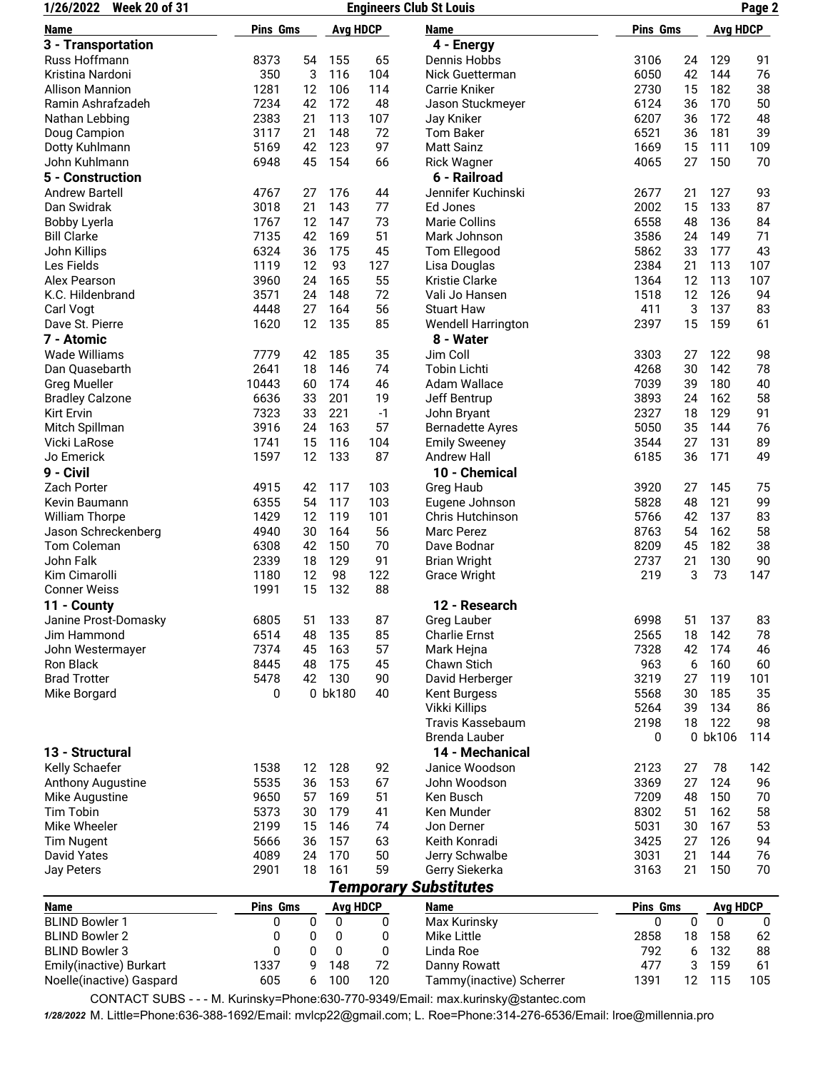| Name | Pins | Gms | Avg | HDCP | Name | Pins | Gms | Avg | HDCP |
|---|---|---|---|---|---|---|---|---|---|
| **3 - Transportation** | | | | | **4 - Energy** | | | | |
| Russ Hoffmann | 8373 | 54 | 155 | 65 | Dennis Hobbs | 3106 | 24 | 129 | 91 |
| Kristina Nardoni | 350 | 3 | 116 | 104 | Nick Guetterman | 6050 | 42 | 144 | 76 |
| Allison Mannion | 1281 | 12 | 106 | 114 | Carrie Kniker | 2730 | 15 | 182 | 38 |
| Ramin Ashrafzadeh | 7234 | 42 | 172 | 48 | Jason Stuckmeyer | 6124 | 36 | 170 | 50 |
| Nathan Lebbing | 2383 | 21 | 113 | 107 | Jay Kniker | 6207 | 36 | 172 | 48 |
| Doug Campion | 3117 | 21 | 148 | 72 | Tom Baker | 6521 | 36 | 181 | 39 |
| Dotty Kuhlmann | 5169 | 42 | 123 | 97 | Matt Sainz | 1669 | 15 | 111 | 109 |
| John Kuhlmann | 6948 | 45 | 154 | 66 | Rick Wagner | 4065 | 27 | 150 | 70 |
| **5 - Construction** | | | | | **6 - Railroad** | | | | |
| Andrew Bartell | 4767 | 27 | 176 | 44 | Jennifer Kuchinski | 2677 | 21 | 127 | 93 |
| Dan Swidrak | 3018 | 21 | 143 | 77 | Ed Jones | 2002 | 15 | 133 | 87 |
| Bobby Lyerla | 1767 | 12 | 147 | 73 | Marie Collins | 6558 | 48 | 136 | 84 |
| Bill Clarke | 7135 | 42 | 169 | 51 | Mark Johnson | 3586 | 24 | 149 | 71 |
| John Killips | 6324 | 36 | 175 | 45 | Tom Ellegood | 5862 | 33 | 177 | 43 |
| Les Fields | 1119 | 12 | 93 | 127 | Lisa Douglas | 2384 | 21 | 113 | 107 |
| Alex Pearson | 3960 | 24 | 165 | 55 | Kristie Clarke | 1364 | 12 | 113 | 107 |
| K.C. Hildenbrand | 3571 | 24 | 148 | 72 | Vali Jo Hansen | 1518 | 12 | 126 | 94 |
| Carl Vogt | 4448 | 27 | 164 | 56 | Stuart Haw | 411 | 3 | 137 | 83 |
| Dave St. Pierre | 1620 | 12 | 135 | 85 | Wendell Harrington | 2397 | 15 | 159 | 61 |
| **7 - Atomic** | | | | | **8 - Water** | | | | |
| Wade Williams | 7779 | 42 | 185 | 35 | Jim Coll | 3303 | 27 | 122 | 98 |
| Dan Quasebarth | 2641 | 18 | 146 | 74 | Tobin Lichti | 4268 | 30 | 142 | 78 |
| Greg Mueller | 10443 | 60 | 174 | 46 | Adam Wallace | 7039 | 39 | 180 | 40 |
| Bradley Calzone | 6636 | 33 | 201 | 19 | Jeff Bentrup | 3893 | 24 | 162 | 58 |
| Kirt Ervin | 7323 | 33 | 221 | -1 | John Bryant | 2327 | 18 | 129 | 91 |
| Mitch Spillman | 3916 | 24 | 163 | 57 | Bernadette Ayres | 5050 | 35 | 144 | 76 |
| Vicki LaRose | 1741 | 15 | 116 | 104 | Emily Sweeney | 3544 | 27 | 131 | 89 |
| Jo Emerick | 1597 | 12 | 133 | 87 | Andrew Hall | 6185 | 36 | 171 | 49 |
| **9 - Civil** | | | | | **10 - Chemical** | | | | |
| Zach Porter | 4915 | 42 | 117 | 103 | Greg Haub | 3920 | 27 | 145 | 75 |
| Kevin Baumann | 6355 | 54 | 117 | 103 | Eugene Johnson | 5828 | 48 | 121 | 99 |
| William Thorpe | 1429 | 12 | 119 | 101 | Chris Hutchinson | 5766 | 42 | 137 | 83 |
| Jason Schreckenberg | 4940 | 30 | 164 | 56 | Marc Perez | 8763 | 54 | 162 | 58 |
| Tom Coleman | 6308 | 42 | 150 | 70 | Dave Bodnar | 8209 | 45 | 182 | 38 |
| John Falk | 2339 | 18 | 129 | 91 | Brian Wright | 2737 | 21 | 130 | 90 |
| Kim Cimarolli | 1180 | 12 | 98 | 122 | Grace Wright | 219 | 3 | 73 | 147 |
| Conner Weiss | 1991 | 15 | 132 | 88 | | | | | |
| **11 - County** | | | | | **12 - Research** | | | | |
| Janine Prost-Domasky | 6805 | 51 | 133 | 87 | Greg Lauber | 6998 | 51 | 137 | 83 |
| Jim Hammond | 6514 | 48 | 135 | 85 | Charlie Ernst | 2565 | 18 | 142 | 78 |
| John Westermayer | 7374 | 45 | 163 | 57 | Mark Hejna | 7328 | 42 | 174 | 46 |
| Ron Black | 8445 | 48 | 175 | 45 | Chawn Stich | 963 | 6 | 160 | 60 |
| Brad Trotter | 5478 | 42 | 130 | 90 | David Herberger | 3219 | 27 | 119 | 101 |
| Mike Borgard | 0 | 0 | bk180 | 40 | Kent Burgess | 5568 | 30 | 185 | 35 |
| | | | | | Vikki Killips | 5264 | 39 | 134 | 86 |
| | | | | | Travis Kassebaum | 2198 | 18 | 122 | 98 |
| | | | | | Brenda Lauber | 0 | 0 | bk106 | 114 |
| **13 - Structural** | | | | | **14 - Mechanical** | | | | |
| Kelly Schaefer | 1538 | 12 | 128 | 92 | Janice Woodson | 2123 | 27 | 78 | 142 |
| Anthony Augustine | 5535 | 36 | 153 | 67 | John Woodson | 3369 | 27 | 124 | 96 |
| Mike Augustine | 9650 | 57 | 169 | 51 | Ken Busch | 7209 | 48 | 150 | 70 |
| Tim Tobin | 5373 | 30 | 179 | 41 | Ken Munder | 8302 | 51 | 162 | 58 |
| Mike Wheeler | 2199 | 15 | 146 | 74 | Jon Derner | 5031 | 30 | 167 | 53 |
| Tim Nugent | 5666 | 36 | 157 | 63 | Keith Konradi | 3425 | 27 | 126 | 94 |
| David Yates | 4089 | 24 | 170 | 50 | Jerry Schwalbe | 3031 | 21 | 144 | 76 |
| Jay Peters | 2901 | 18 | 161 | 59 | Gerry Siekerka | 3163 | 21 | 150 | 70 |

## *Temporary Substitutes*

| Name | Pins | Gms | Avg | HDCP | Name | Pins | Gms | Avg | HDCP |
|---|---|---|---|---|---|---|---|---|---|
| BLIND Bowler 1 | 0 | 0 | 0 | 0 | Max Kurinsky | 0 | 0 | 0 | 0 |
| BLIND Bowler 2 | 0 | 0 | 0 | 0 | Mike Little | 2858 | 18 | 158 | 62 |
| BLIND Bowler 3 | 0 | 0 | 0 | 0 | Linda Roe | 792 | 6 | 132 | 88 |
| Emily(inactive) Burkart | 1337 | 9 | 148 | 72 | Danny Rowatt | 477 | 3 | 159 | 61 |
| Noelle(inactive) Gaspard | 605 | 6 | 100 | 120 | Tammy(inactive) Scherrer | 1391 | 12 | 115 | 105 |

CONTACT SUBS - - - M. Kurinsky=Phone:630-770-9349/Email: max.kurinsky@stantec.com

*1/28/2022* M. Little=Phone:636-388-1692/Email: mvlcp22@gmail.com; L. Roe=Phone:314-276-6536/Email: lroe@millennia.pro